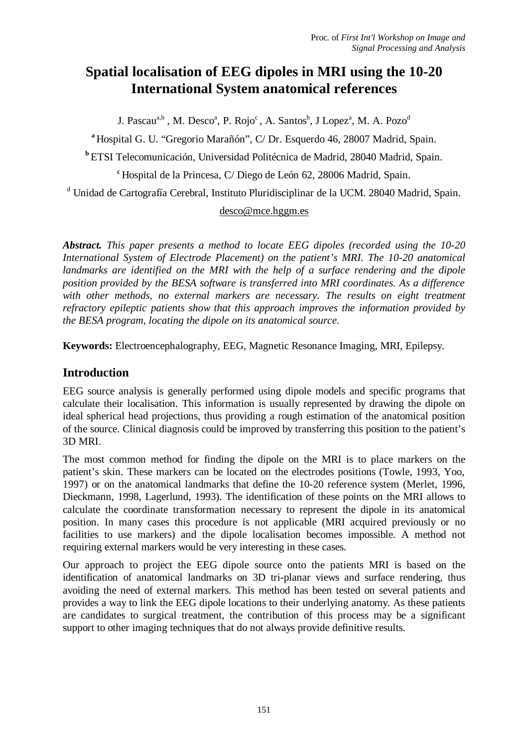Proc. of *First Int'l Workshop on Image and Signal Processing and Analysis*

# Spatial localisation of EEG dipoles in MRI using the 10-20 International System anatomical references

J. Pascau[a,b], M. Desco[a], P. Rojo[c], A. Santos[b], J Lopez[a], M. A. Pozo[d]

[a] Hospital G. U. "Gregorio Marañón", C/ Dr. Esquerdo 46, 28007 Madrid, Spain.

[b] ETSI Telecomunicación, Universidad Politécnica de Madrid, 28040 Madrid, Spain.

[c] Hospital de la Princesa, C/ Diego de León 62, 28006 Madrid, Spain.

[d] Unidad de Cartografía Cerebral, Instituto Pluridisciplinar de la UCM. 28040 Madrid, Spain.

desco@mce.hggm.es

***Abstract.*** *This paper presents a method to locate EEG dipoles (recorded using the 10-20 International System of Electrode Placement) on the patient's MRI. The 10-20 anatomical landmarks are identified on the MRI with the help of a surface rendering and the dipole position provided by the BESA software is transferred into MRI coordinates. As a difference with other methods, no external markers are necessary. The results on eight treatment refractory epileptic patients show that this approach improves the information provided by the BESA program, locating the dipole on its anatomical source.*

**Keywords:** Electroencephalography, EEG, Magnetic Resonance Imaging, MRI, Epilepsy.

## Introduction

EEG source analysis is generally performed using dipole models and specific programs that calculate their localisation. This information is usually represented by drawing the dipole on ideal spherical head projections, thus providing a rough estimation of the anatomical position of the source. Clinical diagnosis could be improved by transferring this position to the patient's 3D MRI.

The most common method for finding the dipole on the MRI is to place markers on the patient's skin. These markers can be located on the electrodes positions (Towle, 1993, Yoo, 1997) or on the anatomical landmarks that define the 10-20 reference system (Merlet, 1996, Dieckmann, 1998, Lagerlund, 1993). The identification of these points on the MRI allows to calculate the coordinate transformation necessary to represent the dipole in its anatomical position. In many cases this procedure is not applicable (MRI acquired previously or no facilities to use markers) and the dipole localisation becomes impossible. A method not requiring external markers would be very interesting in these cases.

Our approach to project the EEG dipole source onto the patients MRI is based on the identification of anatomical landmarks on 3D tri-planar views and surface rendering, thus avoiding the need of external markers. This method has been tested on several patients and provides a way to link the EEG dipole locations to their underlying anatomy. As these patients are candidates to surgical treatment, the contribution of this process may be a significant support to other imaging techniques that do not always provide definitive results.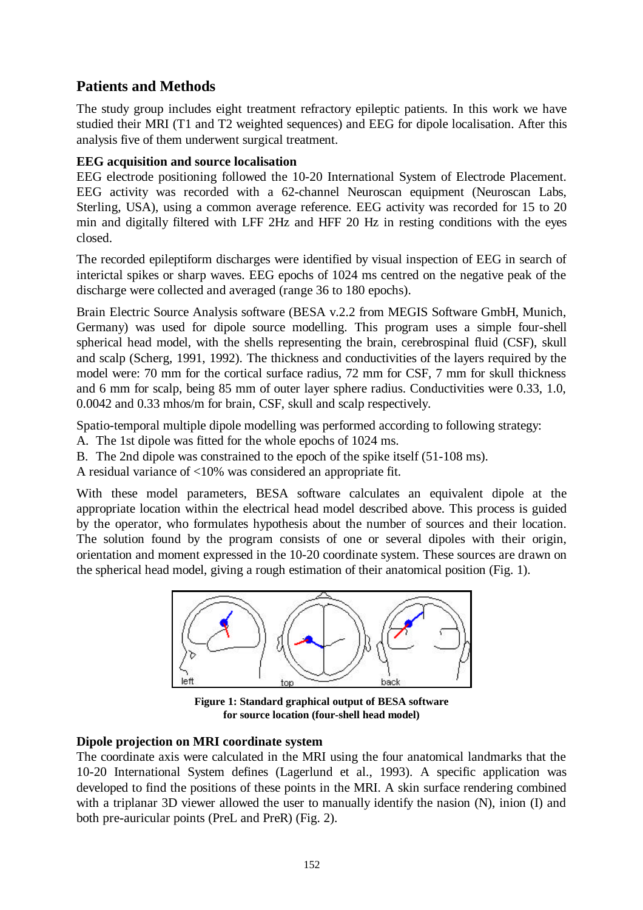## Patients and Methods

The study group includes eight treatment refractory epileptic patients. In this work we have studied their MRI (T1 and T2 weighted sequences) and EEG for dipole localisation. After this analysis five of them underwent surgical treatment.

**EEG acquisition and source localisation**

EEG electrode positioning followed the 10-20 International System of Electrode Placement. EEG activity was recorded with a 62-channel Neuroscan equipment (Neuroscan Labs, Sterling, USA), using a common average reference. EEG activity was recorded for 15 to 20 min and digitally filtered with LFF 2Hz and HFF 20 Hz in resting conditions with the eyes closed.

The recorded epileptiform discharges were identified by visual inspection of EEG in search of interictal spikes or sharp waves. EEG epochs of 1024 ms centred on the negative peak of the discharge were collected and averaged (range 36 to 180 epochs).

Brain Electric Source Analysis software (BESA v.2.2 from MEGIS Software GmbH, Munich, Germany) was used for dipole source modelling. This program uses a simple four-shell spherical head model, with the shells representing the brain, cerebrospinal fluid (CSF), skull and scalp (Scherg, 1991, 1992). The thickness and conductivities of the layers required by the model were: 70 mm for the cortical surface radius, 72 mm for CSF, 7 mm for skull thickness and 6 mm for scalp, being 85 mm of outer layer sphere radius. Conductivities were 0.33, 1.0, 0.0042 and 0.33 mhos/m for brain, CSF, skull and scalp respectively.

Spatio-temporal multiple dipole modelling was performed according to following strategy:

A. The 1st dipole was fitted for the whole epochs of 1024 ms.
B. The 2nd dipole was constrained to the epoch of the spike itself (51-108 ms).

A residual variance of <10% was considered an appropriate fit.

With these model parameters, BESA software calculates an equivalent dipole at the appropriate location within the electrical head model described above. This process is guided by the operator, who formulates hypothesis about the number of sources and their location. The solution found by the program consists of one or several dipoles with their origin, orientation and moment expressed in the 10-20 coordinate system. These sources are drawn on the spherical head model, giving a rough estimation of their anatomical position (Fig. 1).

**Figure 1: Standard graphical output of BESA software for source location (four-shell head model)**

**Dipole projection on MRI coordinate system**

The coordinate axis were calculated in the MRI using the four anatomical landmarks that the 10-20 International System defines (Lagerlund et al., 1993). A specific application was developed to find the positions of these points in the MRI. A skin surface rendering combined with a triplanar 3D viewer allowed the user to manually identify the nasion (N), inion (I) and both pre-auricular points (PreL and PreR) (Fig. 2).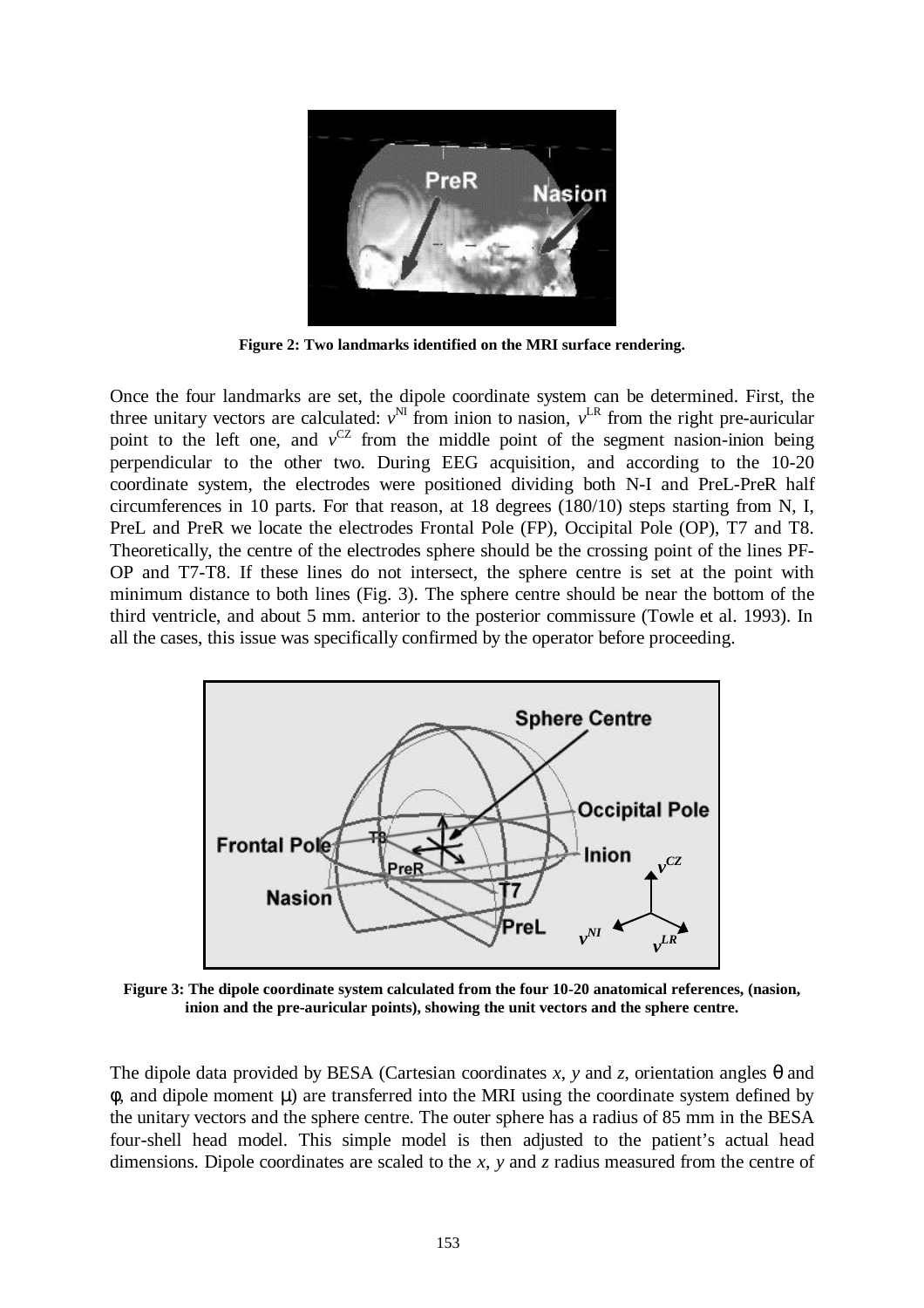**Figure 2: Two landmarks identified on the MRI surface rendering.**

Once the four landmarks are set, the dipole coordinate system can be determined. First, the three unitary vectors are calculated: $v^{NI}$ from inion to nasion, $v^{LR}$ from the right pre-auricular point to the left one, and $v^{CZ}$ from the middle point of the segment nasion-inion being perpendicular to the other two. During EEG acquisition, and according to the 10-20 coordinate system, the electrodes were positioned dividing both N-I and PreL-PreR half circumferences in 10 parts. For that reason, at 18 degrees (180/10) steps starting from N, I, PreL and PreR we locate the electrodes Frontal Pole (FP), Occipital Pole (OP), T7 and T8. Theoretically, the centre of the electrodes sphere should be the crossing point of the lines PF-OP and T7-T8. If these lines do not intersect, the sphere centre is set at the point with minimum distance to both lines (Fig. 3). The sphere centre should be near the bottom of the third ventricle, and about 5 mm. anterior to the posterior commissure (Towle et al. 1993). In all the cases, this issue was specifically confirmed by the operator before proceeding.

**Figure 3: The dipole coordinate system calculated from the four 10-20 anatomical references, (nasion, inion and the pre-auricular points), showing the unit vectors and the sphere centre.**

The dipole data provided by BESA (Cartesian coordinates *x*, *y* and *z*, orientation angles $\theta$ and $\phi$, and dipole moment $\mu$) are transferred into the MRI using the coordinate system defined by the unitary vectors and the sphere centre. The outer sphere has a radius of 85 mm in the BESA four-shell head model. This simple model is then adjusted to the patient's actual head dimensions. Dipole coordinates are scaled to the *x*, *y* and *z* radius measured from the centre of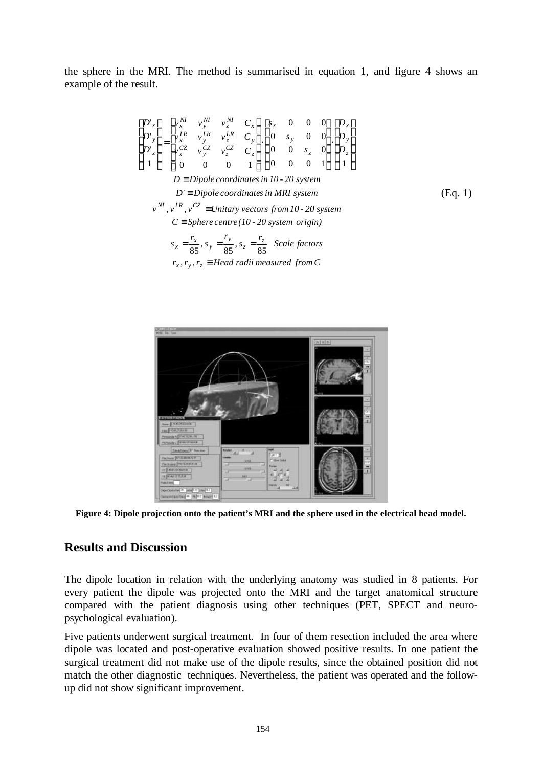the sphere in the MRI. The method is summarised in equation 1, and figure 4 shows an example of the result.

$$
\begin{bmatrix} D'_x \\ D'_y \\ D'_z \\ 1 \end{bmatrix} = \begin{bmatrix} v_x^{NI} & v_y^{NI} & v_z^{NI} & C_x \\ v_x^{LR} & v_y^{LR} & v_z^{LR} & C_y \\ v_x^{CZ} & v_y^{CZ} & v_z^{CZ} & C_z \\ 0 & 0 & 0 & 1 \end{bmatrix} \cdot \begin{bmatrix} s_x & 0 & 0 & 0 \\ 0 & s_y & 0 & 0 \\ 0 & 0 & s_z & 0 \\ 0 & 0 & 0 & 1 \end{bmatrix} \cdot \begin{bmatrix} D_x \\ D_y \\ D_z \\ 1 \end{bmatrix} \qquad \text{(Eq. 1)}
$$

$$
\begin{aligned}
&D \equiv \textit{Dipole coordinates in 10-20 system} \\
&D' \equiv \textit{Dipole coordinates in MRI system} \\
&v^{NI}, v^{LR}, v^{CZ} \equiv \textit{Unitary vectors from 10-20 system} \\
&C \equiv \textit{Sphere centre (10-20 system origin)} \\
&s_x = \frac{r_x}{85}, s_y = \frac{r_y}{85}, s_z = \frac{r_z}{85} \quad \textit{Scale factors} \\
&r_x, r_y, r_z \equiv \textit{Head radii measured from } C
\end{aligned}
$$

**Figure 4: Dipole projection onto the patient's MRI and the sphere used in the electrical head model.**

## Results and Discussion

The dipole location in relation with the underlying anatomy was studied in 8 patients. For every patient the dipole was projected onto the MRI and the target anatomical structure compared with the patient diagnosis using other techniques (PET, SPECT and neuro-psychological evaluation).

Five patients underwent surgical treatment. In four of them resection included the area where dipole was located and post-operative evaluation showed positive results. In one patient the surgical treatment did not make use of the dipole results, since the obtained position did not match the other diagnostic techniques. Nevertheless, the patient was operated and the follow-up did not show significant improvement.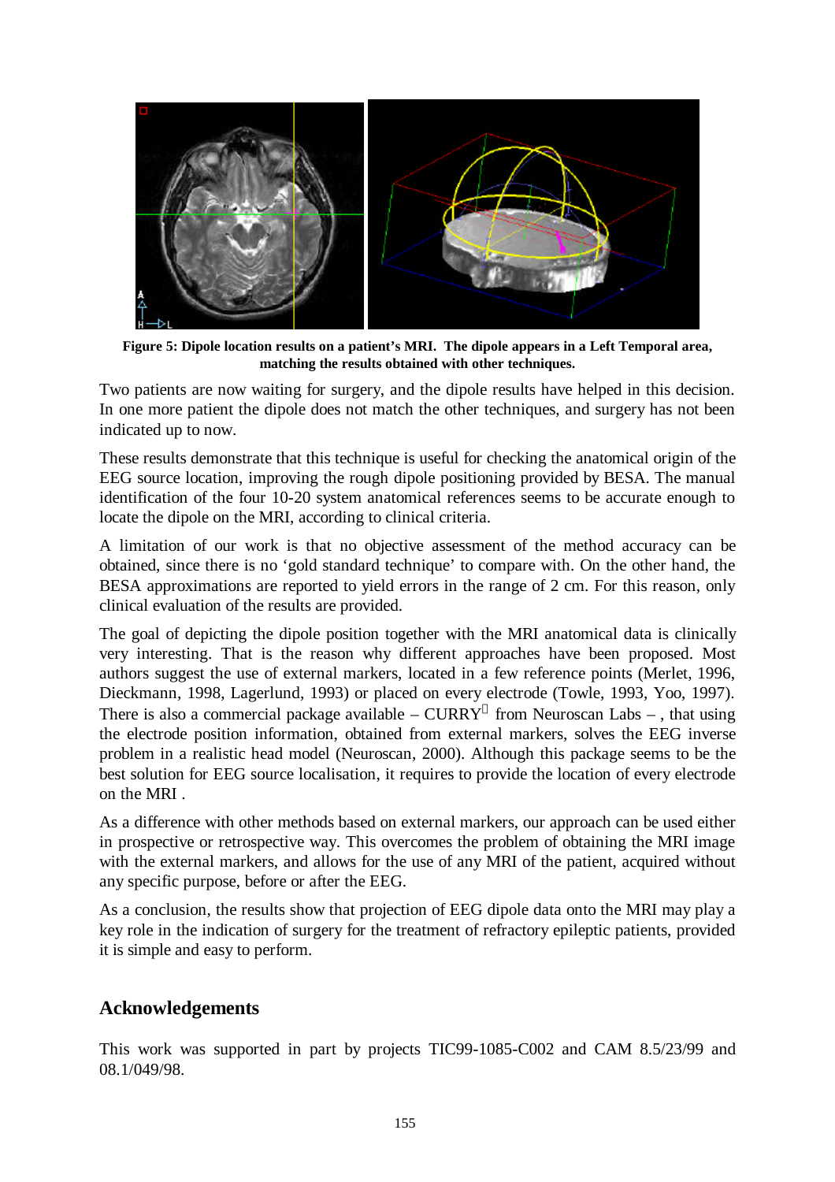**Figure 5: Dipole location results on a patient's MRI. The dipole appears in a Left Temporal area, matching the results obtained with other techniques.**

Two patients are now waiting for surgery, and the dipole results have helped in this decision. In one more patient the dipole does not match the other techniques, and surgery has not been indicated up to now.

These results demonstrate that this technique is useful for checking the anatomical origin of the EEG source location, improving the rough dipole positioning provided by BESA. The manual identification of the four 10-20 system anatomical references seems to be accurate enough to locate the dipole on the MRI, according to clinical criteria.

A limitation of our work is that no objective assessment of the method accuracy can be obtained, since there is no 'gold standard technique' to compare with. On the other hand, the BESA approximations are reported to yield errors in the range of 2 cm. For this reason, only clinical evaluation of the results are provided.

The goal of depicting the dipole position together with the MRI anatomical data is clinically very interesting. That is the reason why different approaches have been proposed. Most authors suggest the use of external markers, located in a few reference points (Merlet, 1996, Dieckmann, 1998, Lagerlund, 1993) or placed on every electrode (Towle, 1993, Yoo, 1997). There is also a commercial package available – CURRY from Neuroscan Labs – , that using the electrode position information, obtained from external markers, solves the EEG inverse problem in a realistic head model (Neuroscan, 2000). Although this package seems to be the best solution for EEG source localisation, it requires to provide the location of every electrode on the MRI .

As a difference with other methods based on external markers, our approach can be used either in prospective or retrospective way. This overcomes the problem of obtaining the MRI image with the external markers, and allows for the use of any MRI of the patient, acquired without any specific purpose, before or after the EEG.

As a conclusion, the results show that projection of EEG dipole data onto the MRI may play a key role in the indication of surgery for the treatment of refractory epileptic patients, provided it is simple and easy to perform.

## Acknowledgements

This work was supported in part by projects TIC99-1085-C002 and CAM 8.5/23/99 and 08.1/049/98.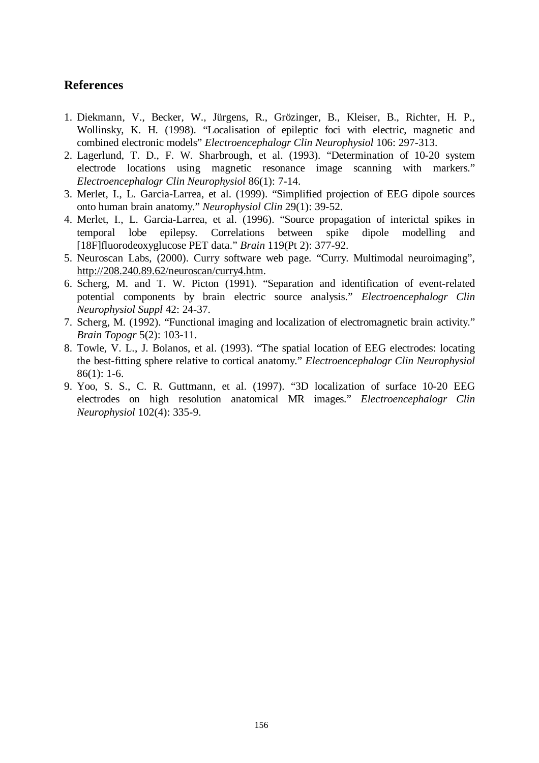## References

1. Diekmann, V., Becker, W., Jürgens, R., Grözinger, B., Kleiser, B., Richter, H. P., Wollinsky, K. H. (1998). "Localisation of epileptic foci with electric, magnetic and combined electronic models" *Electroencephalogr Clin Neurophysiol* 106: 297-313.
2. Lagerlund, T. D., F. W. Sharbrough, et al. (1993). "Determination of 10-20 system electrode locations using magnetic resonance image scanning with markers." *Electroencephalogr Clin Neurophysiol* 86(1): 7-14.
3. Merlet, I., L. Garcia-Larrea, et al. (1999). "Simplified projection of EEG dipole sources onto human brain anatomy." *Neurophysiol Clin* 29(1): 39-52.
4. Merlet, I., L. Garcia-Larrea, et al. (1996). "Source propagation of interictal spikes in temporal lobe epilepsy. Correlations between spike dipole modelling and [18F]fluorodeoxyglucose PET data." *Brain* 119(Pt 2): 377-92.
5. Neuroscan Labs, (2000). Curry software web page. "Curry. Multimodal neuroimaging", http://208.240.89.62/neuroscan/curry4.htm.
6. Scherg, M. and T. W. Picton (1991). "Separation and identification of event-related potential components by brain electric source analysis." *Electroencephalogr Clin Neurophysiol Suppl* 42: 24-37.
7. Scherg, M. (1992). "Functional imaging and localization of electromagnetic brain activity." *Brain Topogr* 5(2): 103-11.
8. Towle, V. L., J. Bolanos, et al. (1993). "The spatial location of EEG electrodes: locating the best-fitting sphere relative to cortical anatomy." *Electroencephalogr Clin Neurophysiol* 86(1): 1-6.
9. Yoo, S. S., C. R. Guttmann, et al. (1997). "3D localization of surface 10-20 EEG electrodes on high resolution anatomical MR images." *Electroencephalogr Clin Neurophysiol* 102(4): 335-9.